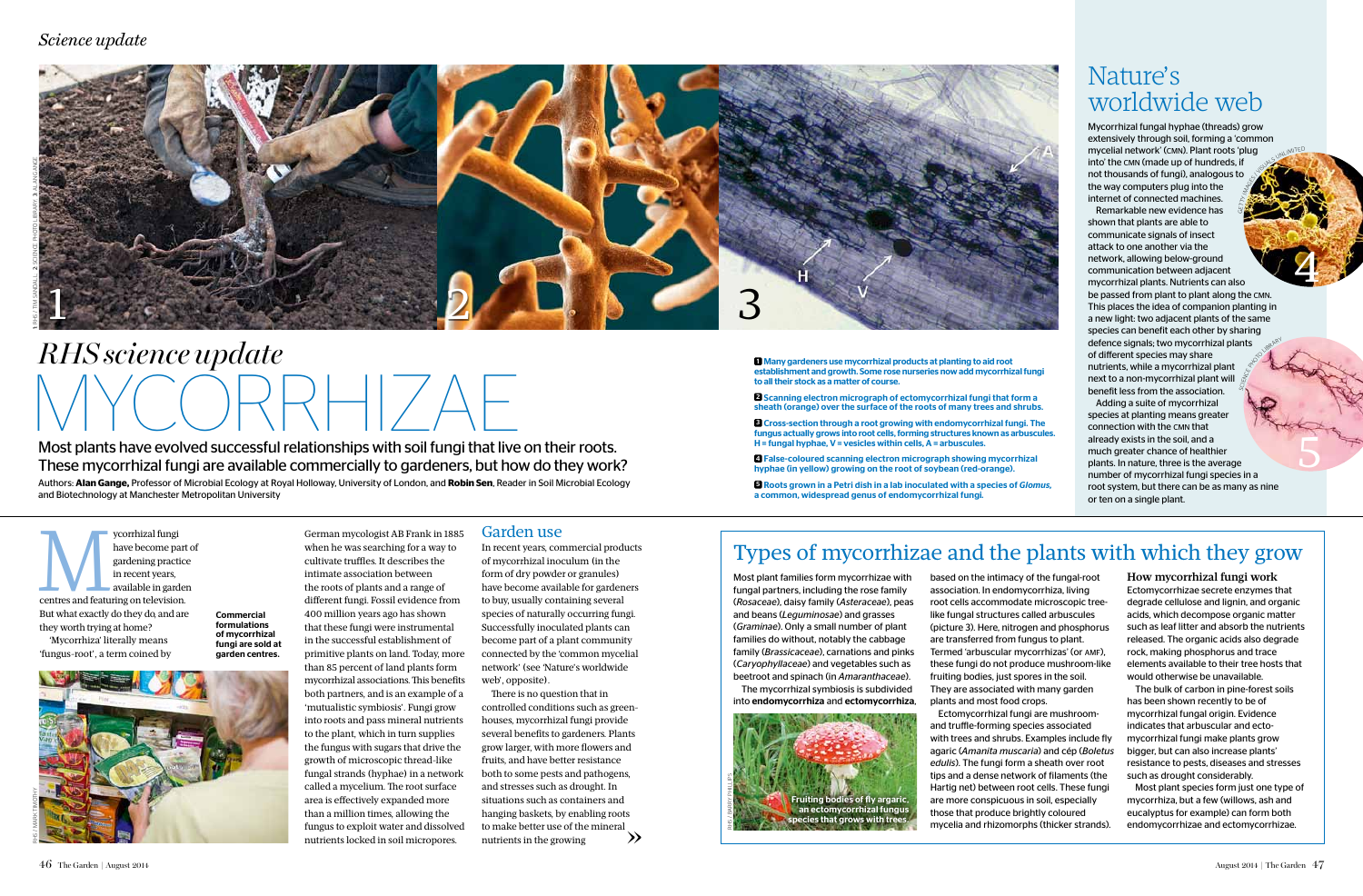# RHS science update

# MYCORRHIZAE

Most plants have evolved successful relationships with soil fungi that live on their roots. These mycorrhizal fungi are available commercially to gardeners, but how do they work?

Authors: **Alan Gange,** Professor of Microbial Ecology at Royal Holloway, University of London, and **Robin Sen**, Reader in Soil Microbial Ecology and Biotechnology at Manchester Metropolitan University

**1** Many gardeners use mycorrhizal products at planting to aid root establishment and growth. Some rose nurseries now add mycorrhizal fungi to all their stock as a matter of course.

**2** Scanning electron micrograph of ectomycorrhizal fungi that form a sheath (orange) over the surface of the roots of many trees and shrubs.

**3** Cross-section through a root growing with endomycorrhizal fungi. The fungus actually grows into root cells, forming structures known as arbuscules. H = fungal hyphae, V = vesicles within cells, A = arbuscules.

**4** False-coloured scanning electron micrograph showing mycorrhizal hyphae (in yellow) growing on the root of soybean (red-orange).

**5** Roots grown in a Petri dish in a lab inoculated with a species of *Glomus*, a common, widespread genus of endomycorrhizal fungi.

Mycorrhizal fungi have become part of gardening practice in recent years, available in garden centres and featuring on television. But what exactly do they do, and are they worth trying at home?

'Mycorrhiza' literally means 'fungus-root', a term coined by German mycologist AB Frank in 1885 when he was searching for a way to cultivate truffles. It describes the intimate association between the roots of plants and a range of different fungi. Fossil evidence from 400 million years ago has shown that these fungi were instrumental in the successful establishment of primitive plants on land. Today, more than 85 percent of land plants form mycorrhizal associations. This benefits both partners, and is an example of a 'mutualistic symbiosis'. Fungi grow into roots and pass mineral nutrients to the plant, which in turn supplies the fungus with sugars that drive the growth of microscopic thread-like fungal strands (hyphae) in a network called a mycelium. The root surface area is effectively expanded more than a million times, allowing the fungus to exploit water and dissolved nutrients locked in soil micropores.

**Commercial formulations of mycorrhizal fungi are sold at garden centres.**

## Garden use

In recent years, commercial products of mycorrhizal inoculum (in the form of dry powder or granules) have become available for gardeners to buy, usually containing several species of naturally occurring fungi. Successfully inoculated plants can become part of a plant community connected by the 'common mycelial network' (see 'Nature's worldwide web', opposite).

There is no question that in controlled conditions such as greenhouses, mycorrhizal fungi provide several benefits to gardeners. Plants grow larger, with more flowers and fruits, and have better resistance both to some pests and pathogens, and stresses such as drought. In situations such as containers and hanging baskets, by enabling roots to make better use of the mineral nutrients in the growing »

## Nature's worldwide web

Mycorrhizal fungal hyphae (threads) grow extensively through soil, forming a 'common mycelial network' (CMN). Plant roots 'plug into' the CMN (made up of hundreds, if not thousands of fungi), analogous to the way computers plug into the internet of connected machines.

Remarkable new evidence has shown that plants are able to communicate signals of insect attack to one another via the network, allowing below-ground communication between adjacent mycorrhizal plants. Nutrients can also be passed from plant to plant along the CMN. This places the idea of companion planting in a new light: two adjacent plants of the same species can benefit each other by sharing defence signals; two mycorrhizal plants of different species may share nutrients, while a mycorrhizal plant next to a non-mycorrhizal plant will benefit less from the association.

Adding a suite of mycorrhizal species at planting means greater connection with the CMN that already exists in the soil, and a much greater chance of healthier plants. In nature, three is the average number of mycorrhizal fungi species in a root system, but there can be as many as nine or ten on a single plant.

## Types of mycorrhizae and the plants with which they grow

Most plant families form mycorrhizae with fungal partners, including the rose family (*Rosaceae*), daisy family (*Asteraceae*), peas and beans (*Leguminosae*) and grasses (*Graminae*). Only a small number of plant families do without, notably the cabbage family (*Brassicaceae*), carnations and pinks (*Caryophyllaceae*) and vegetables such as beetroot and spinach (in *Amaranthaceae*).

The mycorrhizal symbiosis is subdivided into **endomycorrhiza** and **ectomycorrhiza**, based on the intimacy of the fungal-root association. In endomycorrhiza, living root cells accommodate microscopic tree-like fungal structures called arbuscules (picture 3). Here, nitrogen and phosphorus are transferred from fungus to plant. Termed 'arbuscular mycorrhizas' (or AMF), these fungi do not produce mushroom-like fruiting bodies, just spores in the soil. They are associated with many garden plants and most food crops.

Ectomycorrhizal fungi are mushroom- and truffle-forming species associated with trees and shrubs. Examples include fly agaric (*Amanita muscaria*) and cèp (*Boletus edulis*). The fungi form a sheath over root tips and a dense network of filaments (the Hartig net) between root cells. These fungi are more conspicuous in soil, especially those that produce brightly coloured mycelia and rhizomorphs (thicker strands).

**Fruiting bodies of fly agaric, an ectomycorrhizal fungus species that grows with trees.**

### How mycorrhizal fungi work

Ectomycorrhizae secrete enzymes that degrade cellulose and lignin, and organic acids, which decompose organic matter such as leaf litter and absorb the nutrients released. The organic acids also degrade rock, making phosphorus and trace elements available to their tree hosts that would otherwise be unavailable.

The bulk of carbon in pine-forest soils has been shown recently to be of mycorrhizal fungal origin. Evidence indicates that arbuscular and ectomycorrhizal fungi make plants grow bigger, but can also increase plants' resistance to pests, diseases and stresses such as drought considerably.

Most plant species form just one type of mycorrhiza, but a few (willows, ash and eucalyptus for example) can form both endomycorrhizae and ectomycorrhizae.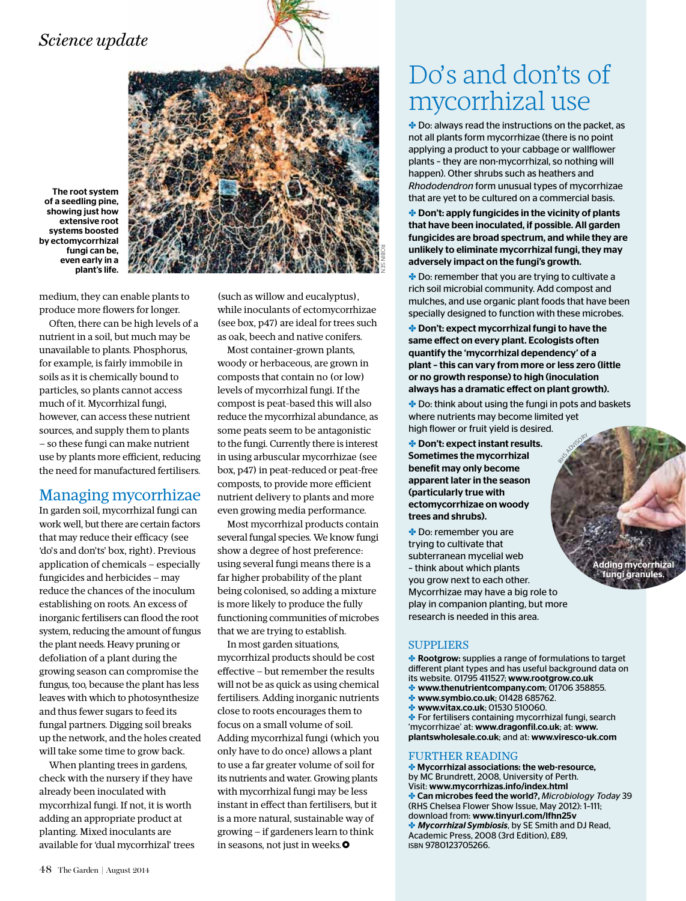## Science update

The root system of a seedling pine, showing just how extensive root systems boosted by ectomycorrhizal fungi can be, even early in a plant's life.

medium, they can enable plants to produce more flowers for longer.

Often, there can be high levels of a nutrient in a soil, but much may be unavailable to plants. Phosphorus, for example, is fairly immobile in soils as it is chemically bound to particles, so plants cannot access much of it. Mycorrhizal fungi, however, can access these nutrient sources, and supply them to plants – so these fungi can make nutrient use by plants more efficient, reducing the need for manufactured fertilisers.

## Managing mycorrhizae

In garden soil, mycorrhizal fungi can work well, but there are certain factors that may reduce their efficacy (see 'do's and don'ts' box, right). Previous application of chemicals – especially fungicides and herbicides – may reduce the chances of the inoculum establishing on roots. An excess of inorganic fertilisers can flood the root system, reducing the amount of fungus the plant needs. Heavy pruning or defoliation of a plant during the growing season can compromise the fungus, too, because the plant has less leaves with which to photosynthesize and thus fewer sugars to feed its fungal partners. Digging soil breaks up the network, and the holes created will take some time to grow back.

When planting trees in gardens, check with the nursery if they have already been inoculated with mycorrhizal fungi. If not, it is worth adding an appropriate product at planting. Mixed inoculants are available for 'dual mycorrhizal' trees (such as willow and eucalyptus), while inoculants of ectomycorrhizae (see box, p47) are ideal for trees such as oak, beech and native conifers.

Most container-grown plants, woody or herbaceous, are grown in composts that contain no (or low) levels of mycorrhizal fungi. If the compost is peat-based this will also reduce the mycorrhizal abundance, as some peats seem to be antagonistic to the fungi. Currently there is interest in using arbuscular mycorrhizae (see box, p47) in peat-reduced or peat-free composts, to provide more efficient nutrient delivery to plants and more even growing media performance.

Most mycorrhizal products contain several fungal species. We know fungi show a degree of host preference: using several fungi means there is a far higher probability of the plant being colonised, so adding a mixture is more likely to produce the fully functioning communities of microbes that we are trying to establish.

In most garden situations, mycorrhizal products should be cost effective – but remember the results will not be as quick as using chemical fertilisers. Adding inorganic nutrients close to roots encourages them to focus on a small volume of soil. Adding mycorrhizal fungi (which you only have to do once) allows a plant to use a far greater volume of soil for its nutrients and water. Growing plants with mycorrhizal fungi may be less instant in effect than fertilisers, but it is a more natural, sustainable way of growing – if gardeners learn to think in seasons, not just in weeks.

## Do's and don'ts of mycorrhizal use

- Do: always read the instructions on the packet, as not all plants form mycorrhizae (there is no point applying a product to your cabbage or wallflower plants – they are non-mycorrhizal, so nothing will happen). Other shrubs such as heathers and *Rhododendron* form unusual types of mycorrhizae that are yet to be cultured on a commercial basis.
- **Don't: apply fungicides in the vicinity of plants that have been inoculated, if possible. All garden fungicides are broad spectrum, and while they are unlikely to eliminate mycorrhizal fungi, they may adversely impact on the fungi's growth.**
- Do: remember that you are trying to cultivate a rich soil microbial community. Add compost and mulches, and use organic plant foods that have been specially designed to function with these microbes.
- **Don't: expect mycorrhizal fungi to have the same effect on every plant. Ecologists often quantify the 'mycorrhizal dependency' of a plant – this can vary from more or less zero (little or no growth response) to high (inoculation always has a dramatic effect on plant growth).**
- Do: think about using the fungi in pots and baskets where nutrients may become limited yet high flower or fruit yield is desired.
- **Don't: expect instant results. Sometimes the mycorrhizal benefit may only become apparent later in the season (particularly true with ectomycorrhizae on woody trees and shrubs).**
- Do: remember you are trying to cultivate that subterranean mycelial web – think about which plants you grow next to each other. Mycorrhizae may have a big role to play in companion planting, but more research is needed in this area.

Adding mycorrhizal fungi granules.

### SUPPLIERS

- **Rootgrow:** supplies a range of formulations to target different plant types and has useful background data on its website. 01795 411527; **www.rootgrow.co.uk**
- **www.thenutrientcompany.com**; 01706 358855.
- **www.symbio.co.uk**; 01428 685762.
- **www.vitax.co.uk**; 01530 510060.
- For fertilisers containing mycorrhizal fungi, search 'mycorrhizae' at: **www.dragonfil.co.uk**; at: **www.plantswholesale.co.uk**; and at: **www.viresco-uk.com**

### FURTHER READING

- **Mycorrhizal associations: the web-resource,** by MC Brundrett, 2008, University of Perth. Visit: **www.mycorrhizas.info/index.html**
- **Can microbes feed the world?,** *Microbiology Today* 39 (RHS Chelsea Flower Show Issue, May 2012): 1–111; download from: **www.tinyurl.com/lfhn25v**
- ***Mycorrhizal Symbiosis***, by SE Smith and DJ Read, Academic Press, 2008 (3rd Edition), £89, ISBN 9780123705266.